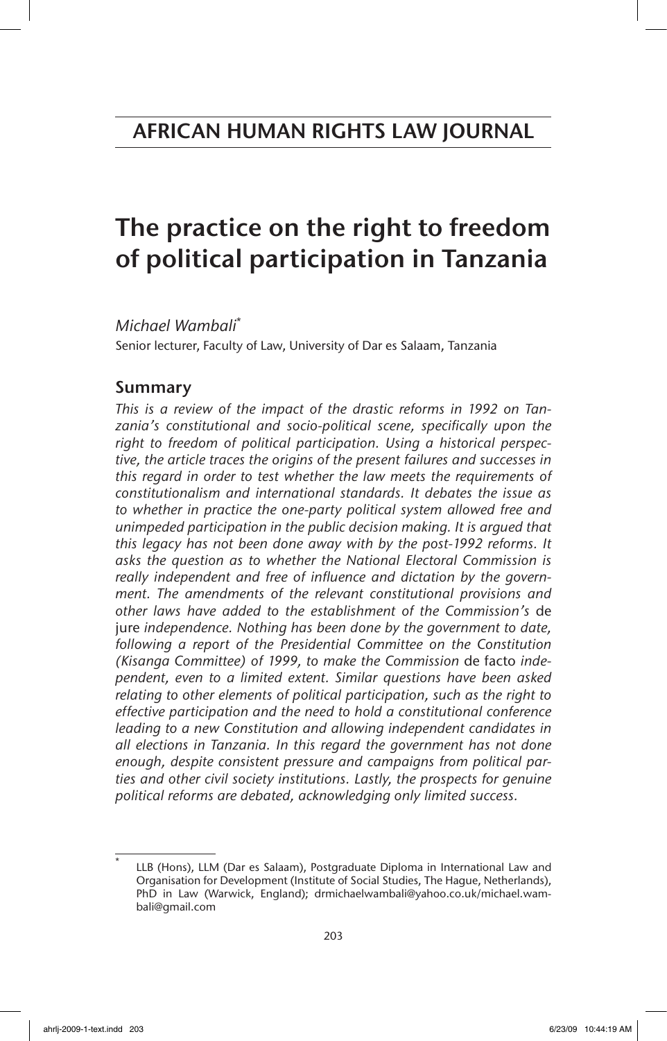# AFRICAN HUMAN RIGHTS LAW JOURNAL

# The practice on the right to freedom of political participation in Tanzania

*Michael Wambali*\*

Senior lecturer, Faculty of Law, University of Dar es Salaam, Tanzania

## Summary

*This is a review of the impact of the drastic reforms in 1992 on Tanzania's constitutional and socio-political scene, specifically upon the right to freedom of political participation. Using a historical perspective, the article traces the origins of the present failures and successes in this regard in order to test whether the law meets the requirements of constitutionalism and international standards. It debates the issue as to whether in practice the one-party political system allowed free and unimpeded participation in the public decision making. It is argued that this legacy has not been done away with by the post-1992 reforms. It asks the question as to whether the National Electoral Commission is really independent and free of influence and dictation by the government. The amendments of the relevant constitutional provisions and other laws have added to the establishment of the Commission's* de jure *independence. Nothing has been done by the government to date, following a report of the Presidential Committee on the Constitution (Kisanga Committee) of 1999, to make the Commission* de facto *independent, even to a limited extent. Similar questions have been asked relating to other elements of political participation, such as the right to effective participation and the need to hold a constitutional conference leading to a new Constitution and allowing independent candidates in all elections in Tanzania. In this regard the government has not done enough, despite consistent pressure and campaigns from political parties and other civil society institutions. Lastly, the prospects for genuine political reforms are debated, acknowledging only limited success.*

---

\* LLB (Hons), LLM (Dar es Salaam), Postgraduate Diploma in International Law and Organisation for Development (Institute of Social Studies, The Hague, Netherlands), PhD in Law (Warwick, England); drmichaelwambali@yahoo.co.uk/michael.wambali@gmail.com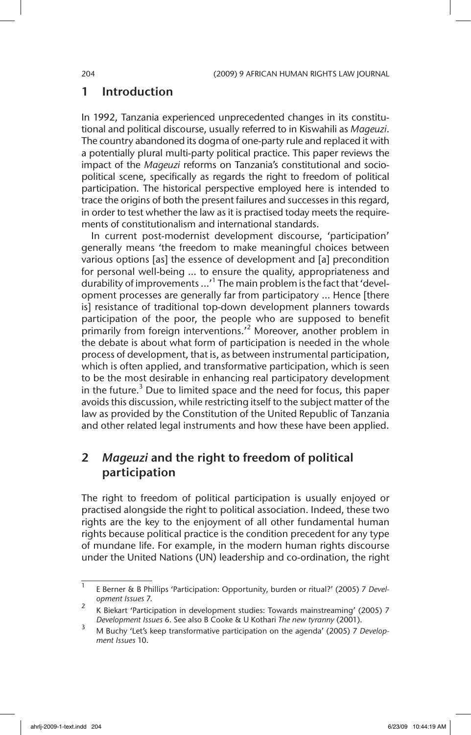## 1 Introduction

In 1992, Tanzania experienced unprecedented changes in its constitutional and political discourse, usually referred to in Kiswahili as *Mageuzi*. The country abandoned its dogma of one-party rule and replaced it with a potentially plural multi-party political practice. This paper reviews the impact of the *Mageuzi* reforms on Tanzania's constitutional and socio-political scene, specifically as regards the right to freedom of political participation. The historical perspective employed here is intended to trace the origins of both the present failures and successes in this regard, in order to test whether the law as it is practised today meets the requirements of constitutionalism and international standards.

In current post-modernist development discourse, 'participation' generally means 'the freedom to make meaningful choices between various options [as] the essence of development and [a] precondition for personal well-being ... to ensure the quality, appropriateness and durability of improvements ...'[1] The main problem is the fact that 'development processes are generally far from participatory ... Hence [there is] resistance of traditional top-down development planners towards participation of the poor, the people who are supposed to benefit primarily from foreign interventions.'[2] Moreover, another problem in the debate is about what form of participation is needed in the whole process of development, that is, as between instrumental participation, which is often applied, and transformative participation, which is seen to be the most desirable in enhancing real participatory development in the future.[3] Due to limited space and the need for focus, this paper avoids this discussion, while restricting itself to the subject matter of the law as provided by the Constitution of the United Republic of Tanzania and other related legal instruments and how these have been applied.

## 2 *Mageuzi* and the right to freedom of political participation

The right to freedom of political participation is usually enjoyed or practised alongside the right to political association. Indeed, these two rights are the key to the enjoyment of all other fundamental human rights because political practice is the condition precedent for any type of mundane life. For example, in the modern human rights discourse under the United Nations (UN) leadership and co-ordination, the right

---

[1] E Berner & B Phillips 'Participation: Opportunity, burden or ritual?' (2005) 7 *Development Issues* 7.

[2] K Biekart 'Participation in development studies: Towards mainstreaming' (2005) 7 *Development Issues* 6. See also B Cooke & U Kothari *The new tyranny* (2001).

[3] M Buchy 'Let's keep transformative participation on the agenda' (2005) 7 *Development Issues* 10.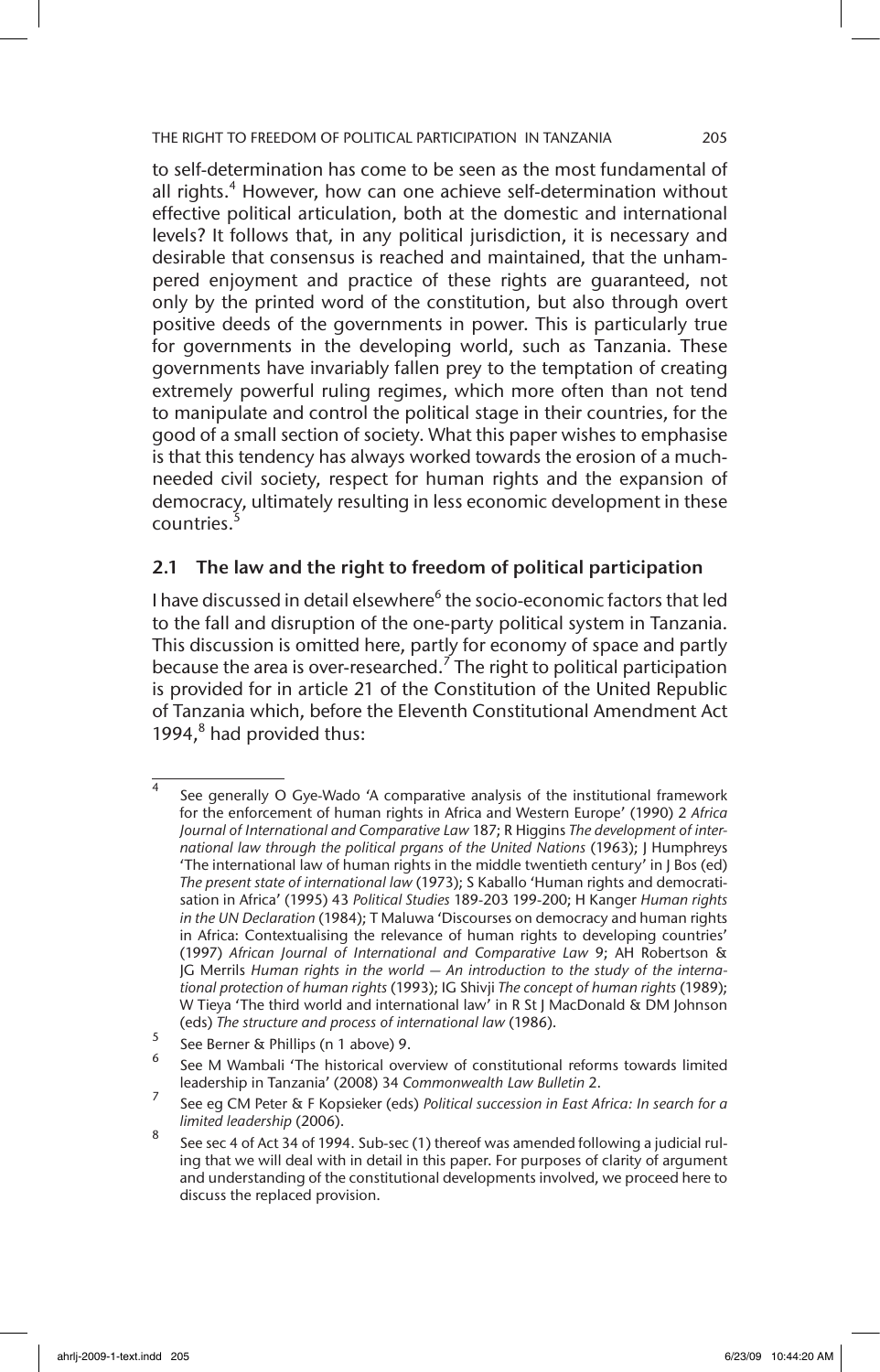to self-determination has come to be seen as the most fundamental of all rights.[4] However, how can one achieve self-determination without effective political articulation, both at the domestic and international levels? It follows that, in any political jurisdiction, it is necessary and desirable that consensus is reached and maintained, that the unhampered enjoyment and practice of these rights are guaranteed, not only by the printed word of the constitution, but also through overt positive deeds of the governments in power. This is particularly true for governments in the developing world, such as Tanzania. These governments have invariably fallen prey to the temptation of creating extremely powerful ruling regimes, which more often than not tend to manipulate and control the political stage in their countries, for the good of a small section of society. What this paper wishes to emphasise is that this tendency has always worked towards the erosion of a much-needed civil society, respect for human rights and the expansion of democracy, ultimately resulting in less economic development in these countries.[5]

## 2.1 The law and the right to freedom of political participation

I have discussed in detail elsewhere[6] the socio-economic factors that led to the fall and disruption of the one-party political system in Tanzania. This discussion is omitted here, partly for economy of space and partly because the area is over-researched.[7] The right to political participation is provided for in article 21 of the Constitution of the United Republic of Tanzania which, before the Eleventh Constitutional Amendment Act 1994,[8] had provided thus:

---

[4] See generally O Gye-Wado 'A comparative analysis of the institutional framework for the enforcement of human rights in Africa and Western Europe' (1990) 2 *Africa Journal of International and Comparative Law* 187; R Higgins *The development of international law through the political prgans of the United Nations* (1963); J Humphreys 'The international law of human rights in the middle twentieth century' in J Bos (ed) *The present state of international law* (1973); S Kaballo 'Human rights and democratisation in Africa' (1995) 43 *Political Studies* 189-203 199-200; H Kanger *Human rights in the UN Declaration* (1984); T Maluwa 'Discourses on democracy and human rights in Africa: Contextualising the relevance of human rights to developing countries' (1997) *African Journal of International and Comparative Law* 9; AH Robertson & JG Merrils *Human rights in the world — An introduction to the study of the international protection of human rights* (1993); IG Shivji *The concept of human rights* (1989); W Tieya 'The third world and international law' in R St J MacDonald & DM Johnson (eds) *The structure and process of international law* (1986).

[5] See Berner & Phillips (n 1 above) 9.

[6] See M Wambali 'The historical overview of constitutional reforms towards limited leadership in Tanzania' (2008) 34 *Commonwealth Law Bulletin* 2.

[7] See eg CM Peter & F Kopsieker (eds) *Political succession in East Africa: In search for a limited leadership* (2006).

[8] See sec 4 of Act 34 of 1994. Sub-sec (1) thereof was amended following a judicial ruling that we will deal with in detail in this paper. For purposes of clarity of argument and understanding of the constitutional developments involved, we proceed here to discuss the replaced provision.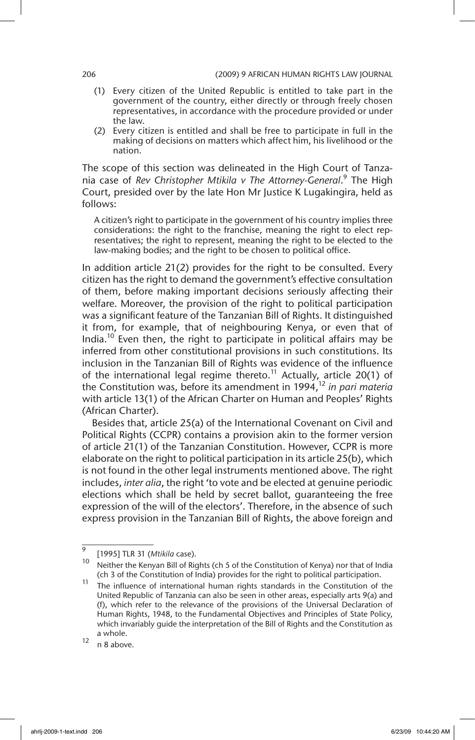(1) Every citizen of the United Republic is entitled to take part in the government of the country, either directly or through freely chosen representatives, in accordance with the procedure provided or under the law.

(2) Every citizen is entitled and shall be free to participate in full in the making of decisions on matters which affect him, his livelihood or the nation.

The scope of this section was delineated in the High Court of Tanzania case of *Rev Christopher Mtikila v The Attorney-General*.[9] The High Court, presided over by the late Hon Mr Justice K Lugakingira, held as follows:

> A citizen's right to participate in the government of his country implies three considerations: the right to the franchise, meaning the right to elect representatives; the right to represent, meaning the right to be elected to the law-making bodies; and the right to be chosen to political office.

In addition article 21(2) provides for the right to be consulted. Every citizen has the right to demand the government's effective consultation of them, before making important decisions seriously affecting their welfare. Moreover, the provision of the right to political participation was a significant feature of the Tanzanian Bill of Rights. It distinguished it from, for example, that of neighbouring Kenya, or even that of India.[10] Even then, the right to participate in political affairs may be inferred from other constitutional provisions in such constitutions. Its inclusion in the Tanzanian Bill of Rights was evidence of the influence of the international legal regime thereto.[11] Actually, article 20(1) of the Constitution was, before its amendment in 1994,[12] *in pari materia* with article 13(1) of the African Charter on Human and Peoples' Rights (African Charter).

Besides that, article 25(a) of the International Covenant on Civil and Political Rights (CCPR) contains a provision akin to the former version of article 21(1) of the Tanzanian Constitution. However, CCPR is more elaborate on the right to political participation in its article 25(b), which is not found in the other legal instruments mentioned above. The right includes, *inter alia*, the right 'to vote and be elected at genuine periodic elections which shall be held by secret ballot, guaranteeing the free expression of the will of the electors'. Therefore, in the absence of such express provision in the Tanzanian Bill of Rights, the above foreign and

---

[9] [1995] TLR 31 (*Mtikila* case).

[10] Neither the Kenyan Bill of Rights (ch 5 of the Constitution of Kenya) nor that of India (ch 3 of the Constitution of India) provides for the right to political participation.

[11] The influence of international human rights standards in the Constitution of the United Republic of Tanzania can also be seen in other areas, especially arts 9(a) and (f), which refer to the relevance of the provisions of the Universal Declaration of Human Rights, 1948, to the Fundamental Objectives and Principles of State Policy, which invariably guide the interpretation of the Bill of Rights and the Constitution as a whole.

[12] n 8 above.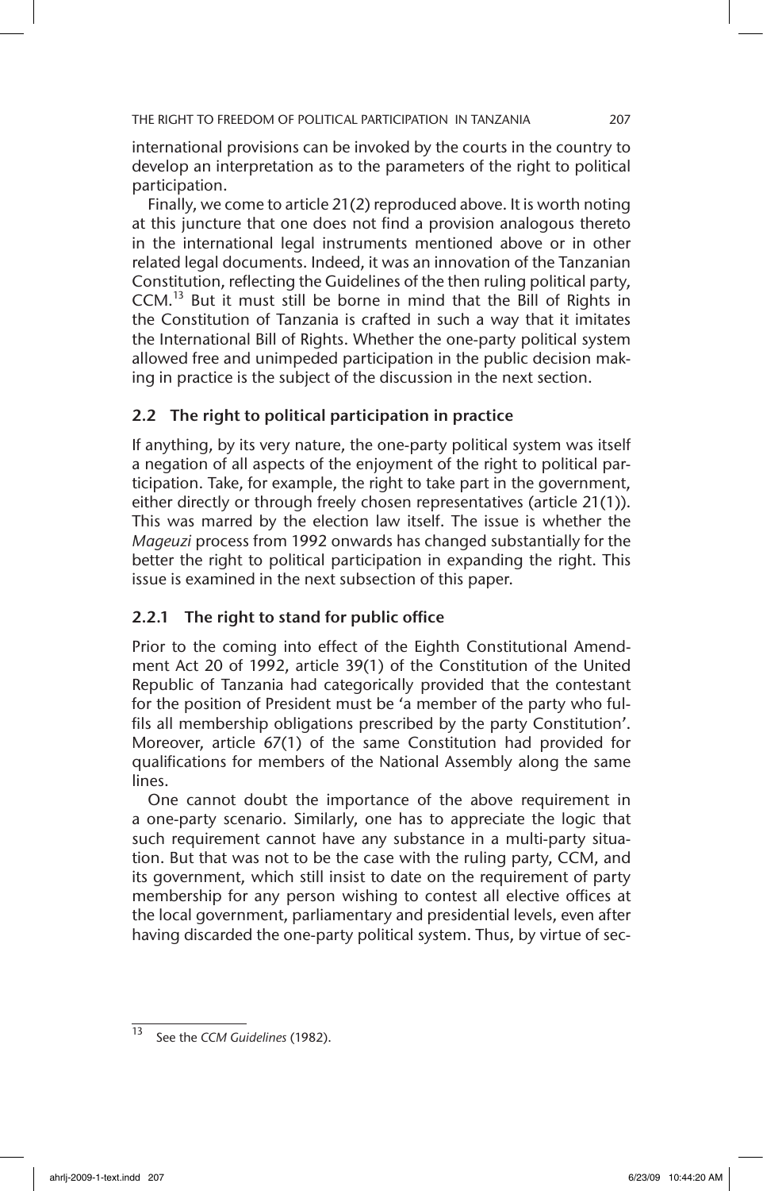international provisions can be invoked by the courts in the country to develop an interpretation as to the parameters of the right to political participation.

Finally, we come to article 21(2) reproduced above. It is worth noting at this juncture that one does not find a provision analogous thereto in the international legal instruments mentioned above or in other related legal documents. Indeed, it was an innovation of the Tanzanian Constitution, reflecting the Guidelines of the then ruling political party, CCM.[13] But it must still be borne in mind that the Bill of Rights in the Constitution of Tanzania is crafted in such a way that it imitates the International Bill of Rights. Whether the one-party political system allowed free and unimpeded participation in the public decision making in practice is the subject of the discussion in the next section.

## 2.2 The right to political participation in practice

If anything, by its very nature, the one-party political system was itself a negation of all aspects of the enjoyment of the right to political participation. Take, for example, the right to take part in the government, either directly or through freely chosen representatives (article 21(1)). This was marred by the election law itself. The issue is whether the *Mageuzi* process from 1992 onwards has changed substantially for the better the right to political participation in expanding the right. This issue is examined in the next subsection of this paper.

### 2.2.1 The right to stand for public office

Prior to the coming into effect of the Eighth Constitutional Amendment Act 20 of 1992, article 39(1) of the Constitution of the United Republic of Tanzania had categorically provided that the contestant for the position of President must be 'a member of the party who fulfils all membership obligations prescribed by the party Constitution'. Moreover, article 67(1) of the same Constitution had provided for qualifications for members of the National Assembly along the same lines.

One cannot doubt the importance of the above requirement in a one-party scenario. Similarly, one has to appreciate the logic that such requirement cannot have any substance in a multi-party situation. But that was not to be the case with the ruling party, CCM, and its government, which still insist to date on the requirement of party membership for any person wishing to contest all elective offices at the local government, parliamentary and presidential levels, even after having discarded the one-party political system. Thus, by virtue of sec-

---

[13] See the *CCM Guidelines* (1982).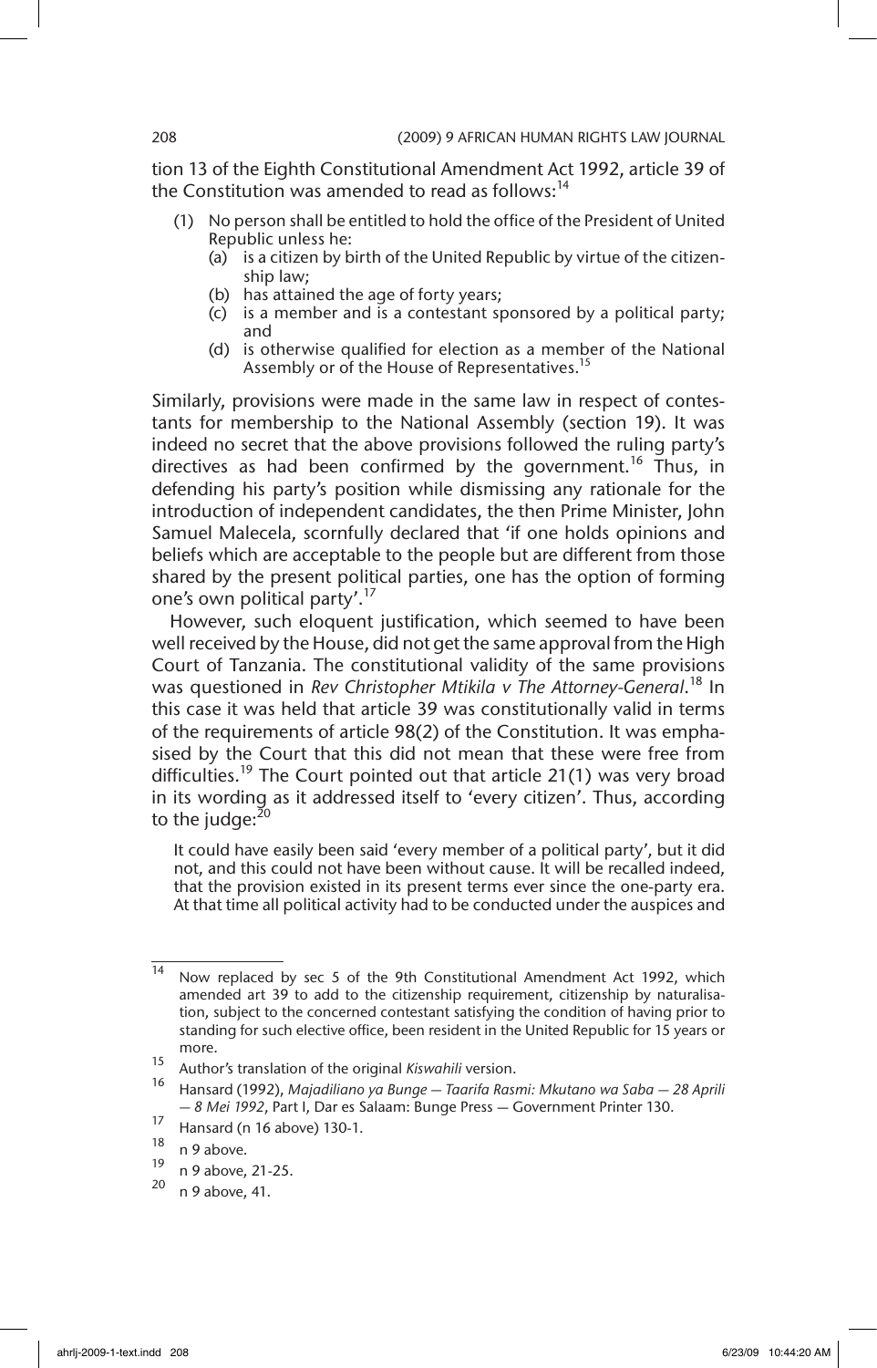tion 13 of the Eighth Constitutional Amendment Act 1992, article 39 of the Constitution was amended to read as follows:[14]

> (1) No person shall be entitled to hold the office of the President of United Republic unless he:
> (a) is a citizen by birth of the United Republic by virtue of the citizenship law;
> (b) has attained the age of forty years;
> (c) is a member and is a contestant sponsored by a political party; and
> (d) is otherwise qualified for election as a member of the National Assembly or of the House of Representatives.[15]

Similarly, provisions were made in the same law in respect of contestants for membership to the National Assembly (section 19). It was indeed no secret that the above provisions followed the ruling party's directives as had been confirmed by the government.[16] Thus, in defending his party's position while dismissing any rationale for the introduction of independent candidates, the then Prime Minister, John Samuel Malecela, scornfully declared that 'if one holds opinions and beliefs which are acceptable to the people but are different from those shared by the present political parties, one has the option of forming one's own political party'.[17]

However, such eloquent justification, which seemed to have been well received by the House, did not get the same approval from the High Court of Tanzania. The constitutional validity of the same provisions was questioned in *Rev Christopher Mtikila v The Attorney-General*.[18] In this case it was held that article 39 was constitutionally valid in terms of the requirements of article 98(2) of the Constitution. It was emphasised by the Court that this did not mean that these were free from difficulties.[19] The Court pointed out that article 21(1) was very broad in its wording as it addressed itself to 'every citizen'. Thus, according to the judge:[20]

> It could have easily been said 'every member of a political party', but it did not, and this could not have been without cause. It will be recalled indeed, that the provision existed in its present terms ever since the one-party era. At that time all political activity had to be conducted under the auspices and

---

[14] Now replaced by sec 5 of the 9th Constitutional Amendment Act 1992, which amended art 39 to add to the citizenship requirement, citizenship by naturalisation, subject to the concerned contestant satisfying the condition of having prior to standing for such elective office, been resident in the United Republic for 15 years or more.

[15] Author's translation of the original *Kiswahili* version.

[16] Hansard (1992), *Majadiliano ya Bunge — Taarifa Rasmi: Mkutano wa Saba — 28 Aprili — 8 Mei 1992*, Part I, Dar es Salaam: Bunge Press — Government Printer 130.

[17] Hansard (n 16 above) 130-1.

[18] n 9 above.

[19] n 9 above, 21-25.

[20] n 9 above, 41.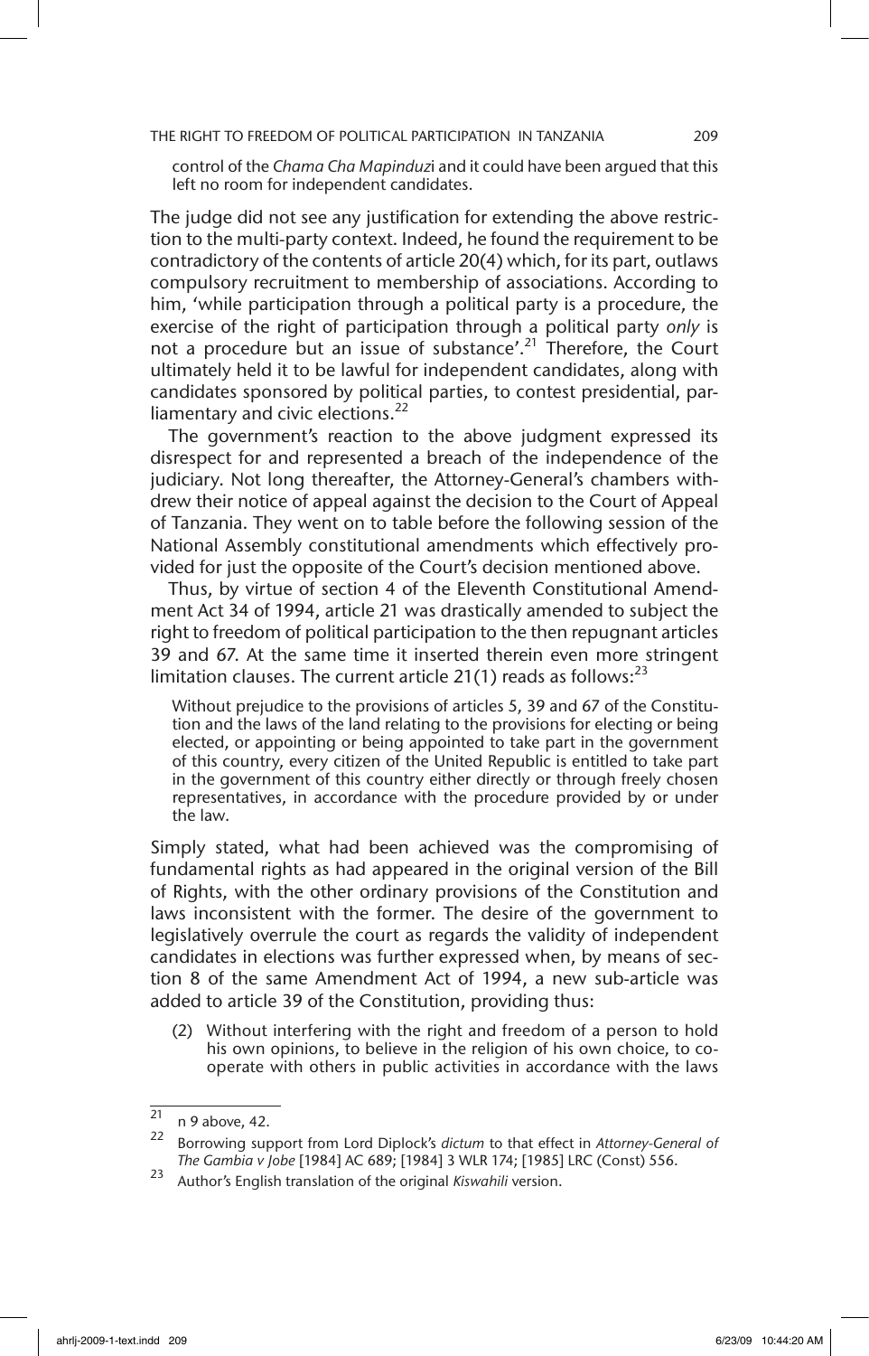> control of the *Chama Cha Mapinduz*i and it could have been argued that this left no room for independent candidates.

The judge did not see any justification for extending the above restriction to the multi-party context. Indeed, he found the requirement to be contradictory of the contents of article 20(4) which, for its part, outlaws compulsory recruitment to membership of associations. According to him, 'while participation through a political party is a procedure, the exercise of the right of participation through a political party *only* is not a procedure but an issue of substance'.[21] Therefore, the Court ultimately held it to be lawful for independent candidates, along with candidates sponsored by political parties, to contest presidential, parliamentary and civic elections.[22]

The government's reaction to the above judgment expressed its disrespect for and represented a breach of the independence of the judiciary. Not long thereafter, the Attorney-General's chambers withdrew their notice of appeal against the decision to the Court of Appeal of Tanzania. They went on to table before the following session of the National Assembly constitutional amendments which effectively provided for just the opposite of the Court's decision mentioned above.

Thus, by virtue of section 4 of the Eleventh Constitutional Amendment Act 34 of 1994, article 21 was drastically amended to subject the right to freedom of political participation to the then repugnant articles 39 and 67. At the same time it inserted therein even more stringent limitation clauses. The current article 21(1) reads as follows:[23]

> Without prejudice to the provisions of articles 5, 39 and 67 of the Constitution and the laws of the land relating to the provisions for electing or being elected, or appointing or being appointed to take part in the government of this country, every citizen of the United Republic is entitled to take part in the government of this country either directly or through freely chosen representatives, in accordance with the procedure provided by or under the law.

Simply stated, what had been achieved was the compromising of fundamental rights as had appeared in the original version of the Bill of Rights, with the other ordinary provisions of the Constitution and laws inconsistent with the former. The desire of the government to legislatively overrule the court as regards the validity of independent candidates in elections was further expressed when, by means of section 8 of the same Amendment Act of 1994, a new sub-article was added to article 39 of the Constitution, providing thus:

> (2) Without interfering with the right and freedom of a person to hold his own opinions, to believe in the religion of his own choice, to co-operate with others in public activities in accordance with the laws

---

[21] n 9 above, 42.

[22] Borrowing support from Lord Diplock's *dictum* to that effect in *Attorney-General of The Gambia v Jobe* [1984] AC 689; [1984] 3 WLR 174; [1985] LRC (Const) 556.

[23] Author's English translation of the original *Kiswahili* version.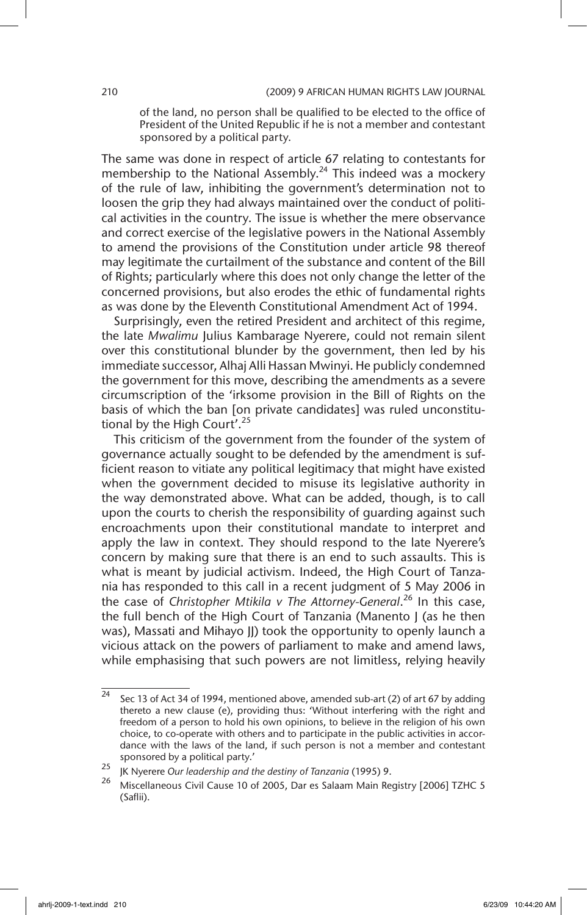> of the land, no person shall be qualified to be elected to the office of President of the United Republic if he is not a member and contestant sponsored by a political party.

The same was done in respect of article 67 relating to contestants for membership to the National Assembly.[24] This indeed was a mockery of the rule of law, inhibiting the government's determination not to loosen the grip they had always maintained over the conduct of political activities in the country. The issue is whether the mere observance and correct exercise of the legislative powers in the National Assembly to amend the provisions of the Constitution under article 98 thereof may legitimate the curtailment of the substance and content of the Bill of Rights; particularly where this does not only change the letter of the concerned provisions, but also erodes the ethic of fundamental rights as was done by the Eleventh Constitutional Amendment Act of 1994.

Surprisingly, even the retired President and architect of this regime, the late *Mwalimu* Julius Kambarage Nyerere, could not remain silent over this constitutional blunder by the government, then led by his immediate successor, Alhaj Alli Hassan Mwinyi. He publicly condemned the government for this move, describing the amendments as a severe circumscription of the 'irksome provision in the Bill of Rights on the basis of which the ban [on private candidates] was ruled unconstitutional by the High Court'.[25]

This criticism of the government from the founder of the system of governance actually sought to be defended by the amendment is sufficient reason to vitiate any political legitimacy that might have existed when the government decided to misuse its legislative authority in the way demonstrated above. What can be added, though, is to call upon the courts to cherish the responsibility of guarding against such encroachments upon their constitutional mandate to interpret and apply the law in context. They should respond to the late Nyerere's concern by making sure that there is an end to such assaults. This is what is meant by judicial activism. Indeed, the High Court of Tanzania has responded to this call in a recent judgment of 5 May 2006 in the case of *Christopher Mtikila v The Attorney-General*.[26] In this case, the full bench of the High Court of Tanzania (Manento J (as he then was), Massati and Mihayo JJ) took the opportunity to openly launch a vicious attack on the powers of parliament to make and amend laws, while emphasising that such powers are not limitless, relying heavily

---

[24] Sec 13 of Act 34 of 1994, mentioned above, amended sub-art (2) of art 67 by adding thereto a new clause (e), providing thus: 'Without interfering with the right and freedom of a person to hold his own opinions, to believe in the religion of his own choice, to co-operate with others and to participate in the public activities in accordance with the laws of the land, if such person is not a member and contestant sponsored by a political party.'

[25] JK Nyerere *Our leadership and the destiny of Tanzania* (1995) 9.

[26] Miscellaneous Civil Cause 10 of 2005, Dar es Salaam Main Registry [2006] TZHC 5 (Saflii).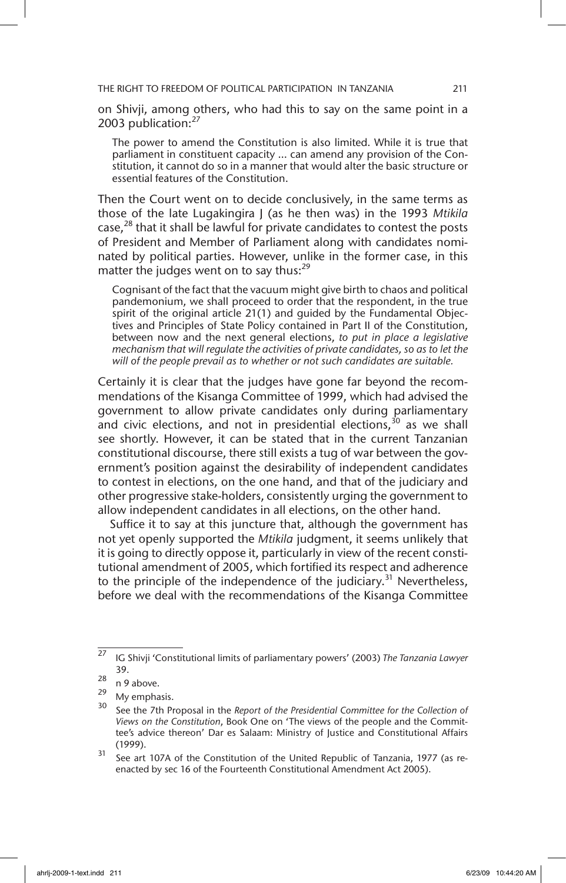on Shivji, among others, who had this to say on the same point in a 2003 publication:[27]

> The power to amend the Constitution is also limited. While it is true that parliament in constituent capacity ... can amend any provision of the Constitution, it cannot do so in a manner that would alter the basic structure or essential features of the Constitution.

Then the Court went on to decide conclusively, in the same terms as those of the late Lugakingira J (as he then was) in the 1993 *Mtikila* case,[28] that it shall be lawful for private candidates to contest the posts of President and Member of Parliament along with candidates nominated by political parties. However, unlike in the former case, in this matter the judges went on to say thus:[29]

> Cognisant of the fact that the vacuum might give birth to chaos and political pandemonium, we shall proceed to order that the respondent, in the true spirit of the original article 21(1) and guided by the Fundamental Objectives and Principles of State Policy contained in Part II of the Constitution, between now and the next general elections, *to put in place a legislative mechanism that will regulate the activities of private candidates, so as to let the will of the people prevail as to whether or not such candidates are suitable.*

Certainly it is clear that the judges have gone far beyond the recommendations of the Kisanga Committee of 1999, which had advised the government to allow private candidates only during parliamentary and civic elections, and not in presidential elections,[30] as we shall see shortly. However, it can be stated that in the current Tanzanian constitutional discourse, there still exists a tug of war between the government's position against the desirability of independent candidates to contest in elections, on the one hand, and that of the judiciary and other progressive stake-holders, consistently urging the government to allow independent candidates in all elections, on the other hand.

Suffice it to say at this juncture that, although the government has not yet openly supported the *Mtikila* judgment, it seems unlikely that it is going to directly oppose it, particularly in view of the recent constitutional amendment of 2005, which fortified its respect and adherence to the principle of the independence of the judiciary.[31] Nevertheless, before we deal with the recommendations of the Kisanga Committee

---

[27] IG Shivji 'Constitutional limits of parliamentary powers' (2003) *The Tanzania Lawyer* 39.

[28] n 9 above.

[29] My emphasis.

[30] See the 7th Proposal in the *Report of the Presidential Committee for the Collection of Views on the Constitution*, Book One on 'The views of the people and the Committee's advice thereon' Dar es Salaam: Ministry of Justice and Constitutional Affairs (1999).

[31] See art 107A of the Constitution of the United Republic of Tanzania, 1977 (as re-enacted by sec 16 of the Fourteenth Constitutional Amendment Act 2005).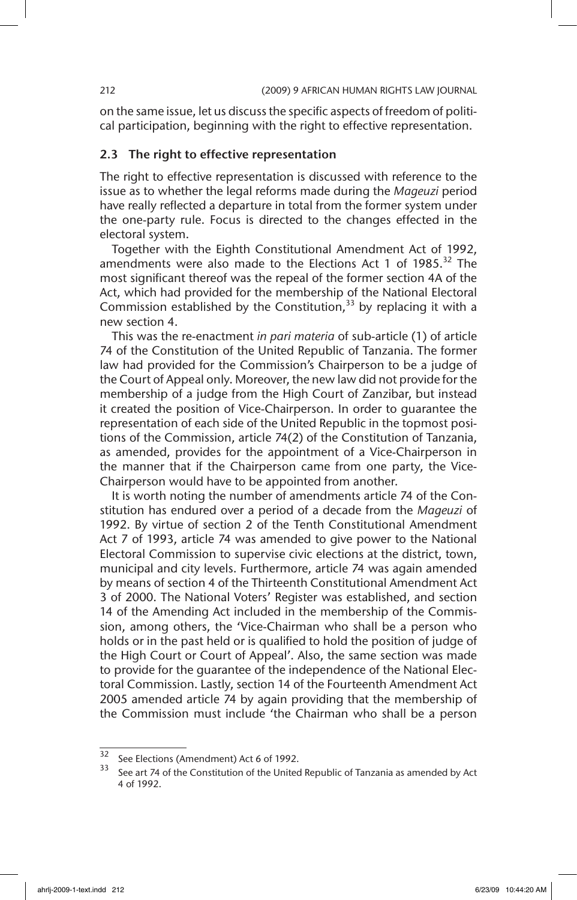on the same issue, let us discuss the specific aspects of freedom of political participation, beginning with the right to effective representation.

### 2.3 The right to effective representation

The right to effective representation is discussed with reference to the issue as to whether the legal reforms made during the *Mageuzi* period have really reflected a departure in total from the former system under the one-party rule. Focus is directed to the changes effected in the electoral system.

Together with the Eighth Constitutional Amendment Act of 1992, amendments were also made to the Elections Act 1 of 1985.[32] The most significant thereof was the repeal of the former section 4A of the Act, which had provided for the membership of the National Electoral Commission established by the Constitution,[33] by replacing it with a new section 4.

This was the re-enactment *in pari materia* of sub-article (1) of article 74 of the Constitution of the United Republic of Tanzania. The former law had provided for the Commission's Chairperson to be a judge of the Court of Appeal only. Moreover, the new law did not provide for the membership of a judge from the High Court of Zanzibar, but instead it created the position of Vice-Chairperson. In order to guarantee the representation of each side of the United Republic in the topmost positions of the Commission, article 74(2) of the Constitution of Tanzania, as amended, provides for the appointment of a Vice-Chairperson in the manner that if the Chairperson came from one party, the Vice-Chairperson would have to be appointed from another.

It is worth noting the number of amendments article 74 of the Constitution has endured over a period of a decade from the *Mageuzi* of 1992. By virtue of section 2 of the Tenth Constitutional Amendment Act 7 of 1993, article 74 was amended to give power to the National Electoral Commission to supervise civic elections at the district, town, municipal and city levels. Furthermore, article 74 was again amended by means of section 4 of the Thirteenth Constitutional Amendment Act 3 of 2000. The National Voters' Register was established, and section 14 of the Amending Act included in the membership of the Commission, among others, the 'Vice-Chairman who shall be a person who holds or in the past held or is qualified to hold the position of judge of the High Court or Court of Appeal'. Also, the same section was made to provide for the guarantee of the independence of the National Electoral Commission. Lastly, section 14 of the Fourteenth Amendment Act 2005 amended article 74 by again providing that the membership of the Commission must include 'the Chairman who shall be a person

---

32 See Elections (Amendment) Act 6 of 1992.

33 See art 74 of the Constitution of the United Republic of Tanzania as amended by Act 4 of 1992.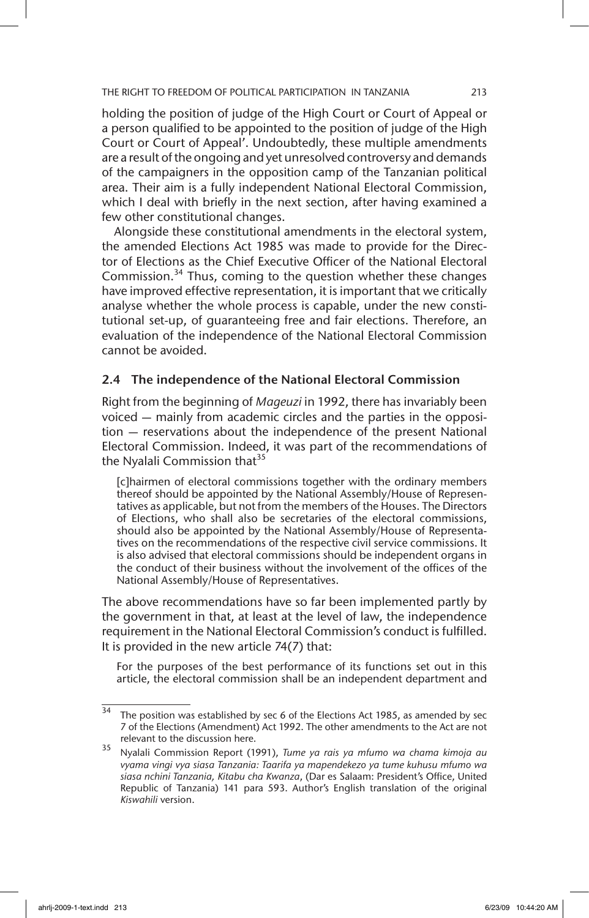holding the position of judge of the High Court or Court of Appeal or a person qualified to be appointed to the position of judge of the High Court or Court of Appeal'. Undoubtedly, these multiple amendments are a result of the ongoing and yet unresolved controversy and demands of the campaigners in the opposition camp of the Tanzanian political area. Their aim is a fully independent National Electoral Commission, which I deal with briefly in the next section, after having examined a few other constitutional changes.

Alongside these constitutional amendments in the electoral system, the amended Elections Act 1985 was made to provide for the Director of Elections as the Chief Executive Officer of the National Electoral Commission.[34] Thus, coming to the question whether these changes have improved effective representation, it is important that we critically analyse whether the whole process is capable, under the new constitutional set-up, of guaranteeing free and fair elections. Therefore, an evaluation of the independence of the National Electoral Commission cannot be avoided.

### 2.4 The independence of the National Electoral Commission

Right from the beginning of *Mageuzi* in 1992, there has invariably been voiced — mainly from academic circles and the parties in the opposition — reservations about the independence of the present National Electoral Commission. Indeed, it was part of the recommendations of the Nyalali Commission that[35]

> [c]hairmen of electoral commissions together with the ordinary members thereof should be appointed by the National Assembly/House of Representatives as applicable, but not from the members of the Houses. The Directors of Elections, who shall also be secretaries of the electoral commissions, should also be appointed by the National Assembly/House of Representatives on the recommendations of the respective civil service commissions. It is also advised that electoral commissions should be independent organs in the conduct of their business without the involvement of the offices of the National Assembly/House of Representatives.

The above recommendations have so far been implemented partly by the government in that, at least at the level of law, the independence requirement in the National Electoral Commission's conduct is fulfilled. It is provided in the new article 74(7) that:

> For the purposes of the best performance of its functions set out in this article, the electoral commission shall be an independent department and

---

[34] The position was established by sec 6 of the Elections Act 1985, as amended by sec 7 of the Elections (Amendment) Act 1992. The other amendments to the Act are not relevant to the discussion here.

[35] Nyalali Commission Report (1991), *Tume ya rais ya mfumo wa chama kimoja au vyama vingi vya siasa Tanzania: Taarifa ya mapendekezo ya tume kuhusu mfumo wa siasa nchini Tanzania, Kitabu cha Kwanza*, (Dar es Salaam: President's Office, United Republic of Tanzania) 141 para 593. Author's English translation of the original *Kiswahili* version.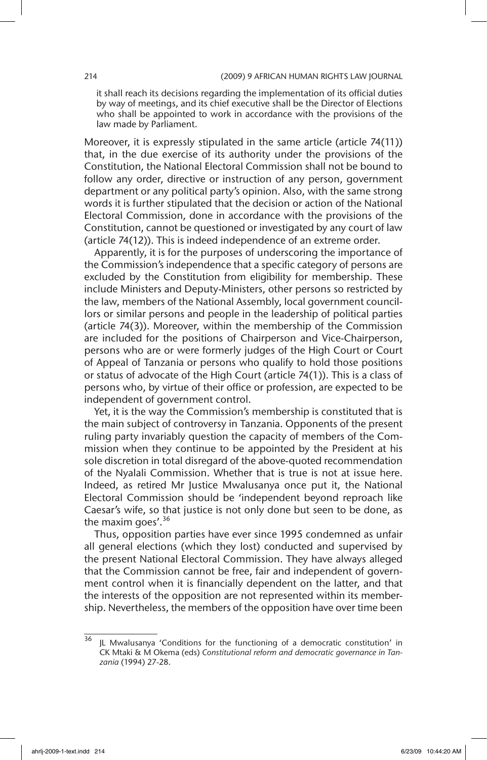> it shall reach its decisions regarding the implementation of its official duties by way of meetings, and its chief executive shall be the Director of Elections who shall be appointed to work in accordance with the provisions of the law made by Parliament.

Moreover, it is expressly stipulated in the same article (article 74(11)) that, in the due exercise of its authority under the provisions of the Constitution, the National Electoral Commission shall not be bound to follow any order, directive or instruction of any person, government department or any political party's opinion. Also, with the same strong words it is further stipulated that the decision or action of the National Electoral Commission, done in accordance with the provisions of the Constitution, cannot be questioned or investigated by any court of law (article 74(12)). This is indeed independence of an extreme order.

Apparently, it is for the purposes of underscoring the importance of the Commission's independence that a specific category of persons are excluded by the Constitution from eligibility for membership. These include Ministers and Deputy-Ministers, other persons so restricted by the law, members of the National Assembly, local government councillors or similar persons and people in the leadership of political parties (article 74(3)). Moreover, within the membership of the Commission are included for the positions of Chairperson and Vice-Chairperson, persons who are or were formerly judges of the High Court or Court of Appeal of Tanzania or persons who qualify to hold those positions or status of advocate of the High Court (article 74(1)). This is a class of persons who, by virtue of their office or profession, are expected to be independent of government control.

Yet, it is the way the Commission's membership is constituted that is the main subject of controversy in Tanzania. Opponents of the present ruling party invariably question the capacity of members of the Commission when they continue to be appointed by the President at his sole discretion in total disregard of the above-quoted recommendation of the Nyalali Commission. Whether that is true is not at issue here. Indeed, as retired Mr Justice Mwalusanya once put it, the National Electoral Commission should be 'independent beyond reproach like Caesar's wife, so that justice is not only done but seen to be done, as the maxim goes'.[36]

Thus, opposition parties have ever since 1995 condemned as unfair all general elections (which they lost) conducted and supervised by the present National Electoral Commission. They have always alleged that the Commission cannot be free, fair and independent of government control when it is financially dependent on the latter, and that the interests of the opposition are not represented within its membership. Nevertheless, the members of the opposition have over time been

---

[36] JL Mwalusanya 'Conditions for the functioning of a democratic constitution' in CK Mtaki & M Okema (eds) *Constitutional reform and democratic governance in Tanzania* (1994) 27-28.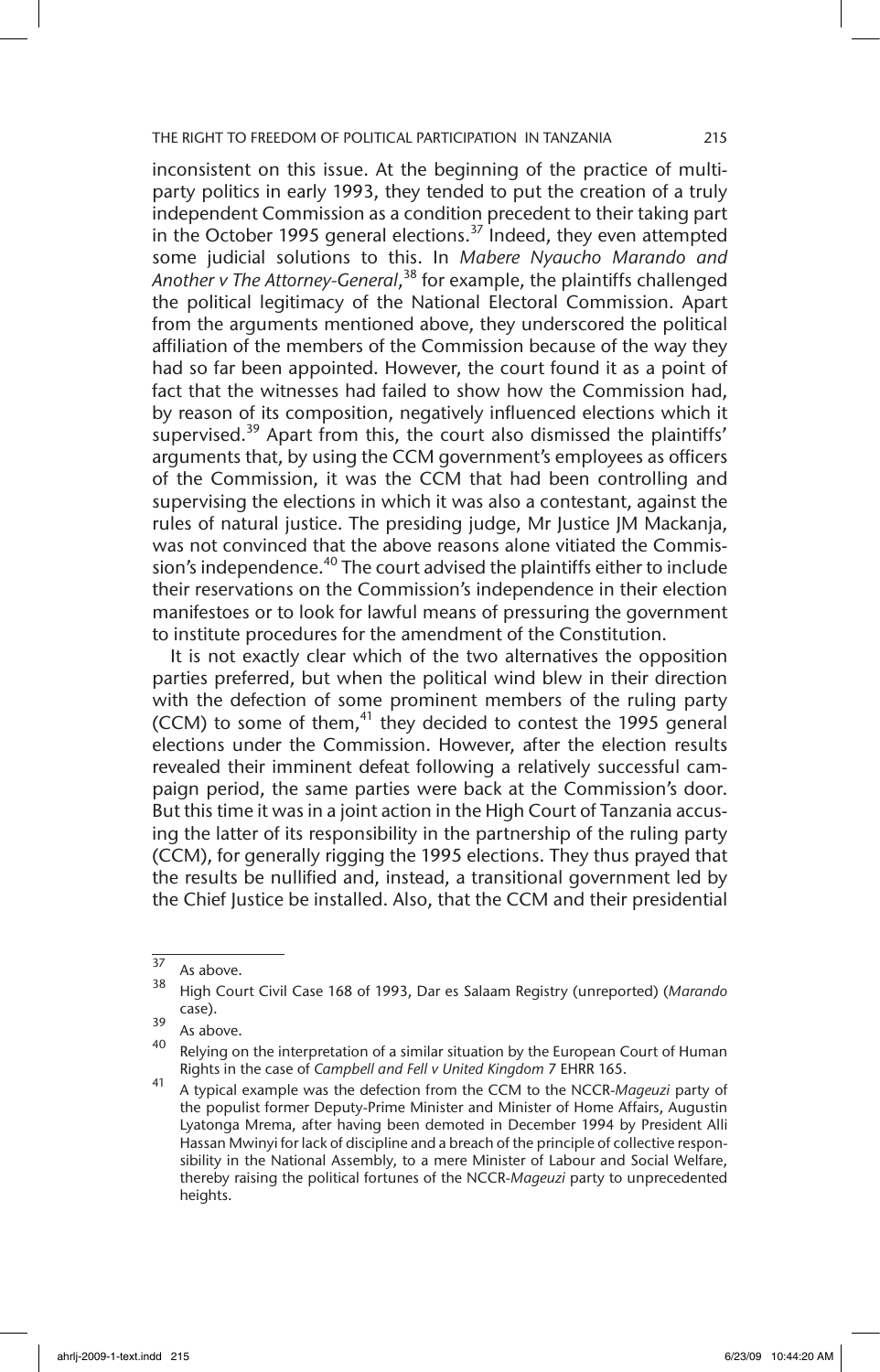inconsistent on this issue. At the beginning of the practice of multi-party politics in early 1993, they tended to put the creation of a truly independent Commission as a condition precedent to their taking part in the October 1995 general elections.[37] Indeed, they even attempted some judicial solutions to this. In *Mabere Nyaucho Marando and Another v The Attorney-General*,[38] for example, the plaintiffs challenged the political legitimacy of the National Electoral Commission. Apart from the arguments mentioned above, they underscored the political affiliation of the members of the Commission because of the way they had so far been appointed. However, the court found it as a point of fact that the witnesses had failed to show how the Commission had, by reason of its composition, negatively influenced elections which it supervised.[39] Apart from this, the court also dismissed the plaintiffs' arguments that, by using the CCM government's employees as officers of the Commission, it was the CCM that had been controlling and supervising the elections in which it was also a contestant, against the rules of natural justice. The presiding judge, Mr Justice JM Mackanja, was not convinced that the above reasons alone vitiated the Commission's independence.[40] The court advised the plaintiffs either to include their reservations on the Commission's independence in their election manifestoes or to look for lawful means of pressuring the government to institute procedures for the amendment of the Constitution.

It is not exactly clear which of the two alternatives the opposition parties preferred, but when the political wind blew in their direction with the defection of some prominent members of the ruling party (CCM) to some of them,[41] they decided to contest the 1995 general elections under the Commission. However, after the election results revealed their imminent defeat following a relatively successful campaign period, the same parties were back at the Commission's door. But this time it was in a joint action in the High Court of Tanzania accusing the latter of its responsibility in the partnership of the ruling party (CCM), for generally rigging the 1995 elections. They thus prayed that the results be nullified and, instead, a transitional government led by the Chief Justice be installed. Also, that the CCM and their presidential

---

[37] As above.

[38] High Court Civil Case 168 of 1993, Dar es Salaam Registry (unreported) (*Marando* case).

[39] As above.

[40] Relying on the interpretation of a similar situation by the European Court of Human Rights in the case of *Campbell and Fell v United Kingdom* 7 EHRR 165.

[41] A typical example was the defection from the CCM to the NCCR-*Mageuzi* party of the populist former Deputy-Prime Minister and Minister of Home Affairs, Augustin Lyatonga Mrema, after having been demoted in December 1994 by President Alli Hassan Mwinyi for lack of discipline and a breach of the principle of collective responsibility in the National Assembly, to a mere Minister of Labour and Social Welfare, thereby raising the political fortunes of the NCCR-*Mageuzi* party to unprecedented heights.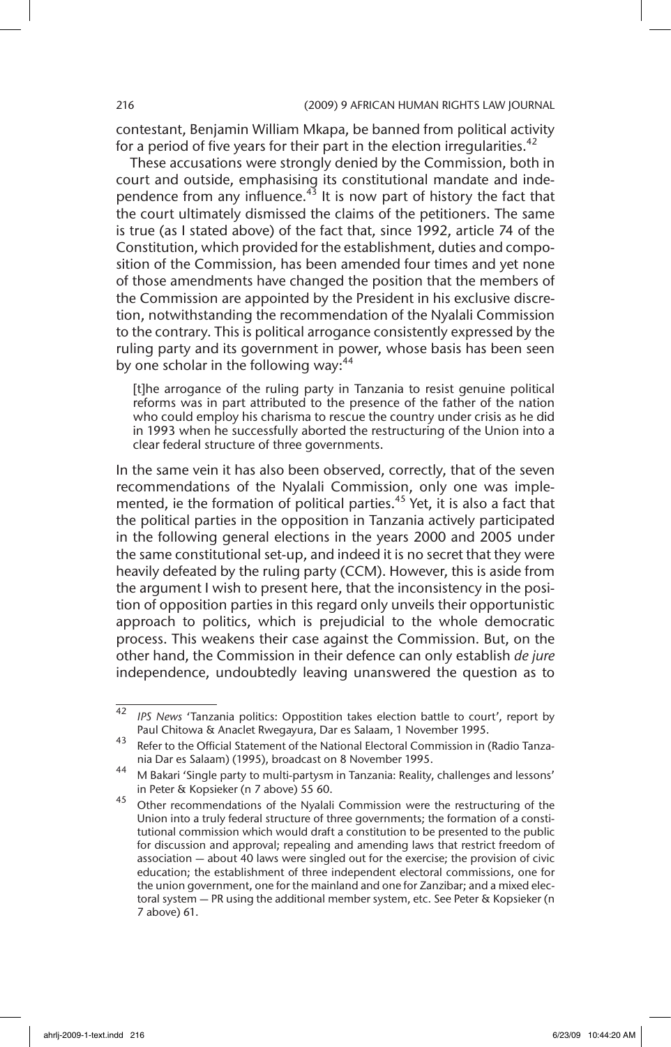contestant, Benjamin William Mkapa, be banned from political activity for a period of five years for their part in the election irregularities.[42]

These accusations were strongly denied by the Commission, both in court and outside, emphasising its constitutional mandate and independence from any influence.[43] It is now part of history the fact that the court ultimately dismissed the claims of the petitioners. The same is true (as I stated above) of the fact that, since 1992, article 74 of the Constitution, which provided for the establishment, duties and composition of the Commission, has been amended four times and yet none of those amendments have changed the position that the members of the Commission are appointed by the President in his exclusive discretion, notwithstanding the recommendation of the Nyalali Commission to the contrary. This is political arrogance consistently expressed by the ruling party and its government in power, whose basis has been seen by one scholar in the following way:[44]

> [t]he arrogance of the ruling party in Tanzania to resist genuine political reforms was in part attributed to the presence of the father of the nation who could employ his charisma to rescue the country under crisis as he did in 1993 when he successfully aborted the restructuring of the Union into a clear federal structure of three governments.

In the same vein it has also been observed, correctly, that of the seven recommendations of the Nyalali Commission, only one was implemented, ie the formation of political parties.[45] Yet, it is also a fact that the political parties in the opposition in Tanzania actively participated in the following general elections in the years 2000 and 2005 under the same constitutional set-up, and indeed it is no secret that they were heavily defeated by the ruling party (CCM). However, this is aside from the argument I wish to present here, that the inconsistency in the position of opposition parties in this regard only unveils their opportunistic approach to politics, which is prejudicial to the whole democratic process. This weakens their case against the Commission. But, on the other hand, the Commission in their defence can only establish *de jure* independence, undoubtedly leaving unanswered the question as to

---

[42] *IPS News* 'Tanzania politics: Oppostition takes election battle to court', report by Paul Chitowa & Anaclet Rwegayura, Dar es Salaam, 1 November 1995.

[43] Refer to the Official Statement of the National Electoral Commission in (Radio Tanzania Dar es Salaam) (1995), broadcast on 8 November 1995.

[44] M Bakari 'Single party to multi-partysm in Tanzania: Reality, challenges and lessons' in Peter & Kopsieker (n 7 above) 55 60.

[45] Other recommendations of the Nyalali Commission were the restructuring of the Union into a truly federal structure of three governments; the formation of a constitutional commission which would draft a constitution to be presented to the public for discussion and approval; repealing and amending laws that restrict freedom of association — about 40 laws were singled out for the exercise; the provision of civic education; the establishment of three independent electoral commissions, one for the union government, one for the mainland and one for Zanzibar; and a mixed electoral system — PR using the additional member system, etc. See Peter & Kopsieker (n 7 above) 61.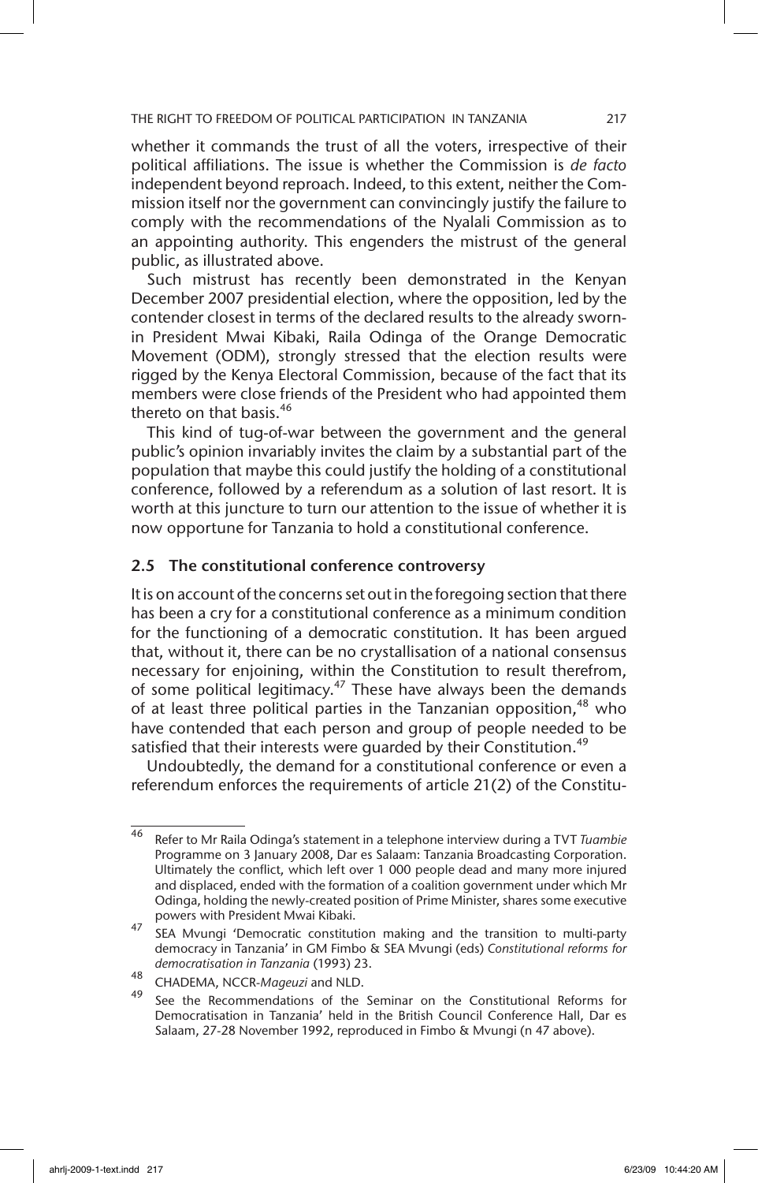whether it commands the trust of all the voters, irrespective of their political affiliations. The issue is whether the Commission is *de facto* independent beyond reproach. Indeed, to this extent, neither the Commission itself nor the government can convincingly justify the failure to comply with the recommendations of the Nyalali Commission as to an appointing authority. This engenders the mistrust of the general public, as illustrated above.

Such mistrust has recently been demonstrated in the Kenyan December 2007 presidential election, where the opposition, led by the contender closest in terms of the declared results to the already sworn-in President Mwai Kibaki, Raila Odinga of the Orange Democratic Movement (ODM), strongly stressed that the election results were rigged by the Kenya Electoral Commission, because of the fact that its members were close friends of the President who had appointed them thereto on that basis.[46]

This kind of tug-of-war between the government and the general public's opinion invariably invites the claim by a substantial part of the population that maybe this could justify the holding of a constitutional conference, followed by a referendum as a solution of last resort. It is worth at this juncture to turn our attention to the issue of whether it is now opportune for Tanzania to hold a constitutional conference.

### 2.5 The constitutional conference controversy

It is on account of the concerns set out in the foregoing section that there has been a cry for a constitutional conference as a minimum condition for the functioning of a democratic constitution. It has been argued that, without it, there can be no crystallisation of a national consensus necessary for enjoining, within the Constitution to result therefrom, of some political legitimacy.[47] These have always been the demands of at least three political parties in the Tanzanian opposition,[48] who have contended that each person and group of people needed to be satisfied that their interests were guarded by their Constitution.[49]

Undoubtedly, the demand for a constitutional conference or even a referendum enforces the requirements of article 21(2) of the Constitu-

---

[46] Refer to Mr Raila Odinga's statement in a telephone interview during a TVT *Tuambie* Programme on 3 January 2008, Dar es Salaam: Tanzania Broadcasting Corporation. Ultimately the conflict, which left over 1 000 people dead and many more injured and displaced, ended with the formation of a coalition government under which Mr Odinga, holding the newly-created position of Prime Minister, shares some executive powers with President Mwai Kibaki.

[47] SEA Mvungi 'Democratic constitution making and the transition to multi-party democracy in Tanzania' in GM Fimbo & SEA Mvungi (eds) *Constitutional reforms for democratisation in Tanzania* (1993) 23.

[48] CHADEMA, NCCR-*Mageuzi* and NLD.

[49] See the Recommendations of the Seminar on the Constitutional Reforms for Democratisation in Tanzania' held in the British Council Conference Hall, Dar es Salaam, 27-28 November 1992, reproduced in Fimbo & Mvungi (n 47 above).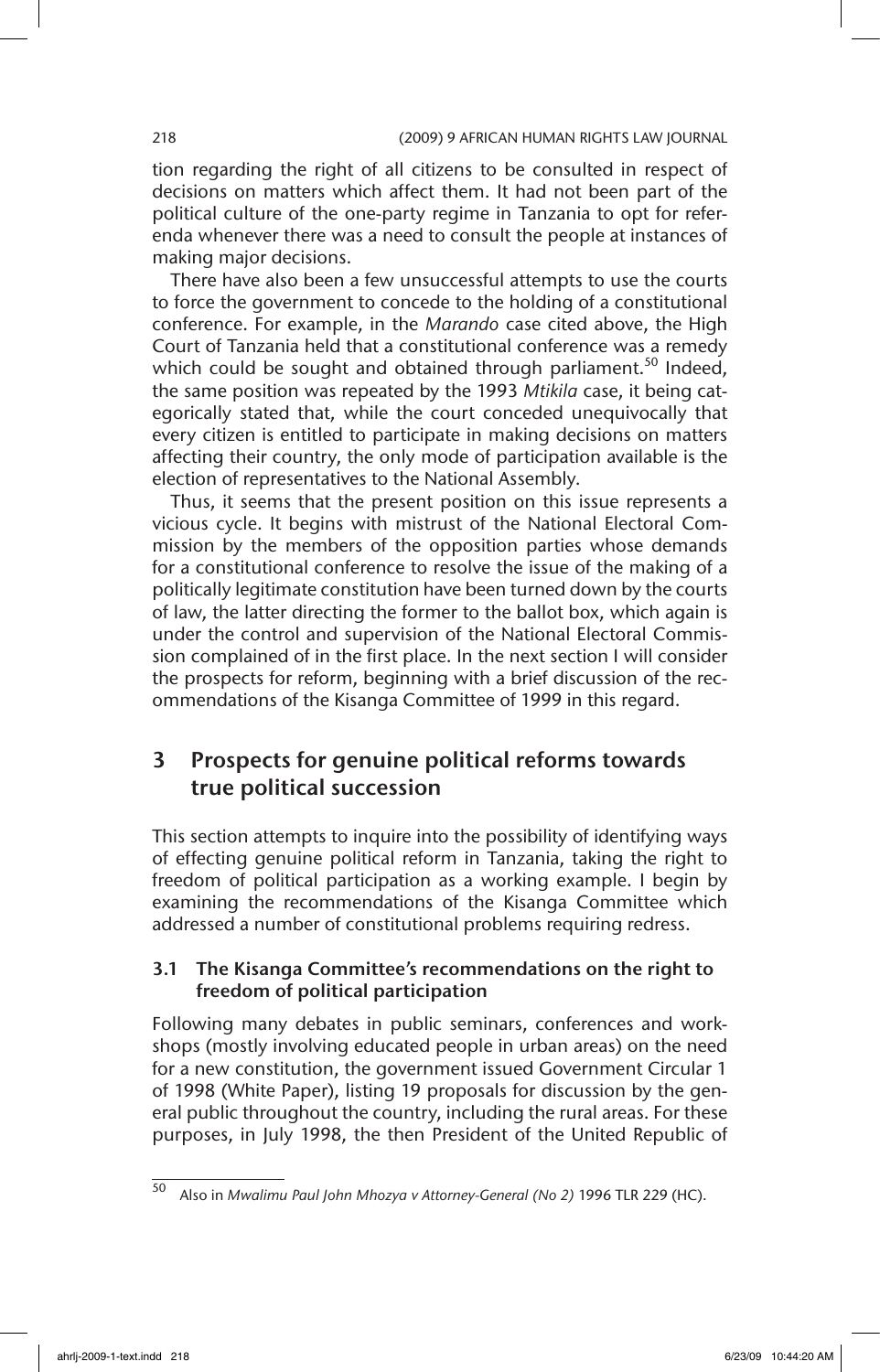tion regarding the right of all citizens to be consulted in respect of decisions on matters which affect them. It had not been part of the political culture of the one-party regime in Tanzania to opt for referenda whenever there was a need to consult the people at instances of making major decisions.

There have also been a few unsuccessful attempts to use the courts to force the government to concede to the holding of a constitutional conference. For example, in the *Marando* case cited above, the High Court of Tanzania held that a constitutional conference was a remedy which could be sought and obtained through parliament.[50] Indeed, the same position was repeated by the 1993 *Mtikila* case, it being categorically stated that, while the court conceded unequivocally that every citizen is entitled to participate in making decisions on matters affecting their country, the only mode of participation available is the election of representatives to the National Assembly.

Thus, it seems that the present position on this issue represents a vicious cycle. It begins with mistrust of the National Electoral Commission by the members of the opposition parties whose demands for a constitutional conference to resolve the issue of the making of a politically legitimate constitution have been turned down by the courts of law, the latter directing the former to the ballot box, which again is under the control and supervision of the National Electoral Commission complained of in the first place. In the next section I will consider the prospects for reform, beginning with a brief discussion of the recommendations of the Kisanga Committee of 1999 in this regard.

## 3 Prospects for genuine political reforms towards true political succession

This section attempts to inquire into the possibility of identifying ways of effecting genuine political reform in Tanzania, taking the right to freedom of political participation as a working example. I begin by examining the recommendations of the Kisanga Committee which addressed a number of constitutional problems requiring redress.

### 3.1 The Kisanga Committee's recommendations on the right to freedom of political participation

Following many debates in public seminars, conferences and workshops (mostly involving educated people in urban areas) on the need for a new constitution, the government issued Government Circular 1 of 1998 (White Paper), listing 19 proposals for discussion by the general public throughout the country, including the rural areas. For these purposes, in July 1998, the then President of the United Republic of

---

[50] Also in *Mwalimu Paul John Mhozya v Attorney-General (No 2)* 1996 TLR 229 (HC).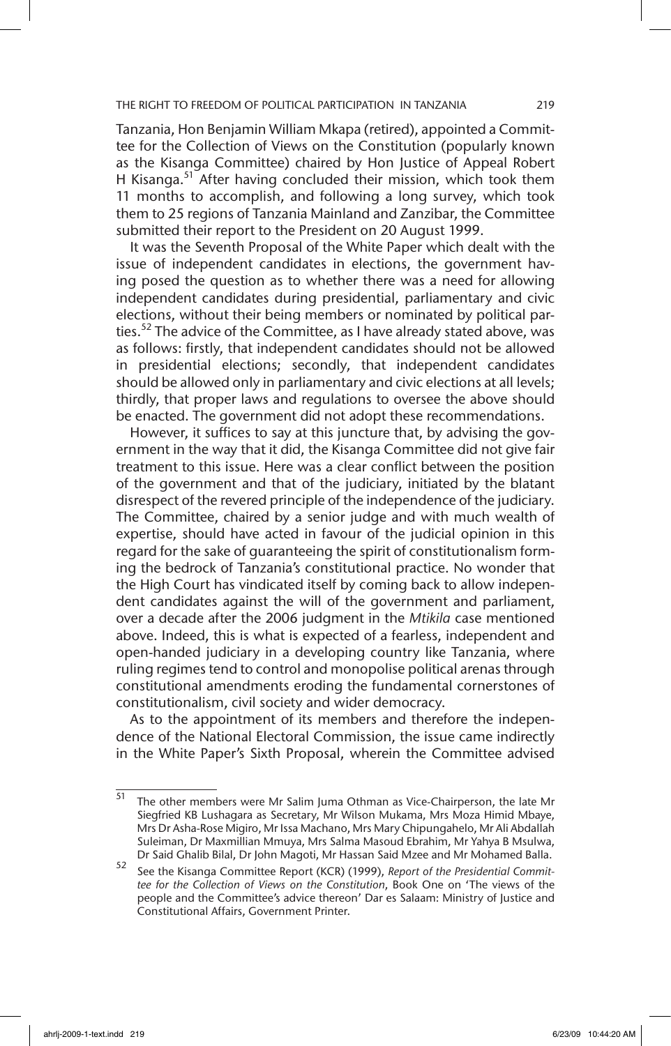Tanzania, Hon Benjamin William Mkapa (retired), appointed a Committee for the Collection of Views on the Constitution (popularly known as the Kisanga Committee) chaired by Hon Justice of Appeal Robert H Kisanga.[51] After having concluded their mission, which took them 11 months to accomplish, and following a long survey, which took them to 25 regions of Tanzania Mainland and Zanzibar, the Committee submitted their report to the President on 20 August 1999.

It was the Seventh Proposal of the White Paper which dealt with the issue of independent candidates in elections, the government having posed the question as to whether there was a need for allowing independent candidates during presidential, parliamentary and civic elections, without their being members or nominated by political parties.[52] The advice of the Committee, as I have already stated above, was as follows: firstly, that independent candidates should not be allowed in presidential elections; secondly, that independent candidates should be allowed only in parliamentary and civic elections at all levels; thirdly, that proper laws and regulations to oversee the above should be enacted. The government did not adopt these recommendations.

However, it suffices to say at this juncture that, by advising the government in the way that it did, the Kisanga Committee did not give fair treatment to this issue. Here was a clear conflict between the position of the government and that of the judiciary, initiated by the blatant disrespect of the revered principle of the independence of the judiciary. The Committee, chaired by a senior judge and with much wealth of expertise, should have acted in favour of the judicial opinion in this regard for the sake of guaranteeing the spirit of constitutionalism forming the bedrock of Tanzania's constitutional practice. No wonder that the High Court has vindicated itself by coming back to allow independent candidates against the will of the government and parliament, over a decade after the 2006 judgment in the *Mtikila* case mentioned above. Indeed, this is what is expected of a fearless, independent and open-handed judiciary in a developing country like Tanzania, where ruling regimes tend to control and monopolise political arenas through constitutional amendments eroding the fundamental cornerstones of constitutionalism, civil society and wider democracy.

As to the appointment of its members and therefore the independence of the National Electoral Commission, the issue came indirectly in the White Paper's Sixth Proposal, wherein the Committee advised

---

[51] The other members were Mr Salim Juma Othman as Vice-Chairperson, the late Mr Siegfried KB Lushagara as Secretary, Mr Wilson Mukama, Mrs Moza Himid Mbaye, Mrs Dr Asha-Rose Migiro, Mr Issa Machano, Mrs Mary Chipungahelo, Mr Ali Abdallah Suleiman, Dr Maxmillian Mmuya, Mrs Salma Masoud Ebrahim, Mr Yahya B Msulwa, Dr Said Ghalib Bilal, Dr John Magoti, Mr Hassan Said Mzee and Mr Mohamed Balla.

[52] See the Kisanga Committee Report (KCR) (1999), *Report of the Presidential Committee for the Collection of Views on the Constitution*, Book One on 'The views of the people and the Committee's advice thereon' Dar es Salaam: Ministry of Justice and Constitutional Affairs, Government Printer.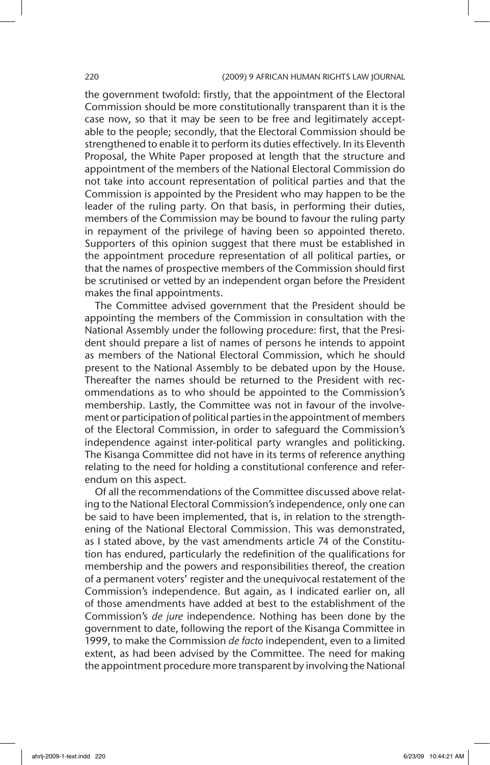the government twofold: firstly, that the appointment of the Electoral Commission should be more constitutionally transparent than it is the case now, so that it may be seen to be free and legitimately acceptable to the people; secondly, that the Electoral Commission should be strengthened to enable it to perform its duties effectively. In its Eleventh Proposal, the White Paper proposed at length that the structure and appointment of the members of the National Electoral Commission do not take into account representation of political parties and that the Commission is appointed by the President who may happen to be the leader of the ruling party. On that basis, in performing their duties, members of the Commission may be bound to favour the ruling party in repayment of the privilege of having been so appointed thereto. Supporters of this opinion suggest that there must be established in the appointment procedure representation of all political parties, or that the names of prospective members of the Commission should first be scrutinised or vetted by an independent organ before the President makes the final appointments.

The Committee advised government that the President should be appointing the members of the Commission in consultation with the National Assembly under the following procedure: first, that the President should prepare a list of names of persons he intends to appoint as members of the National Electoral Commission, which he should present to the National Assembly to be debated upon by the House. Thereafter the names should be returned to the President with recommendations as to who should be appointed to the Commission's membership. Lastly, the Committee was not in favour of the involvement or participation of political parties in the appointment of members of the Electoral Commission, in order to safeguard the Commission's independence against inter-political party wrangles and politicking. The Kisanga Committee did not have in its terms of reference anything relating to the need for holding a constitutional conference and referendum on this aspect.

Of all the recommendations of the Committee discussed above relating to the National Electoral Commission's independence, only one can be said to have been implemented, that is, in relation to the strengthening of the National Electoral Commission. This was demonstrated, as I stated above, by the vast amendments article 74 of the Constitution has endured, particularly the redefinition of the qualifications for membership and the powers and responsibilities thereof, the creation of a permanent voters' register and the unequivocal restatement of the Commission's independence. But again, as I indicated earlier on, all of those amendments have added at best to the establishment of the Commission's *de jure* independence. Nothing has been done by the government to date, following the report of the Kisanga Committee in 1999, to make the Commission *de facto* independent, even to a limited extent, as had been advised by the Committee. The need for making the appointment procedure more transparent by involving the National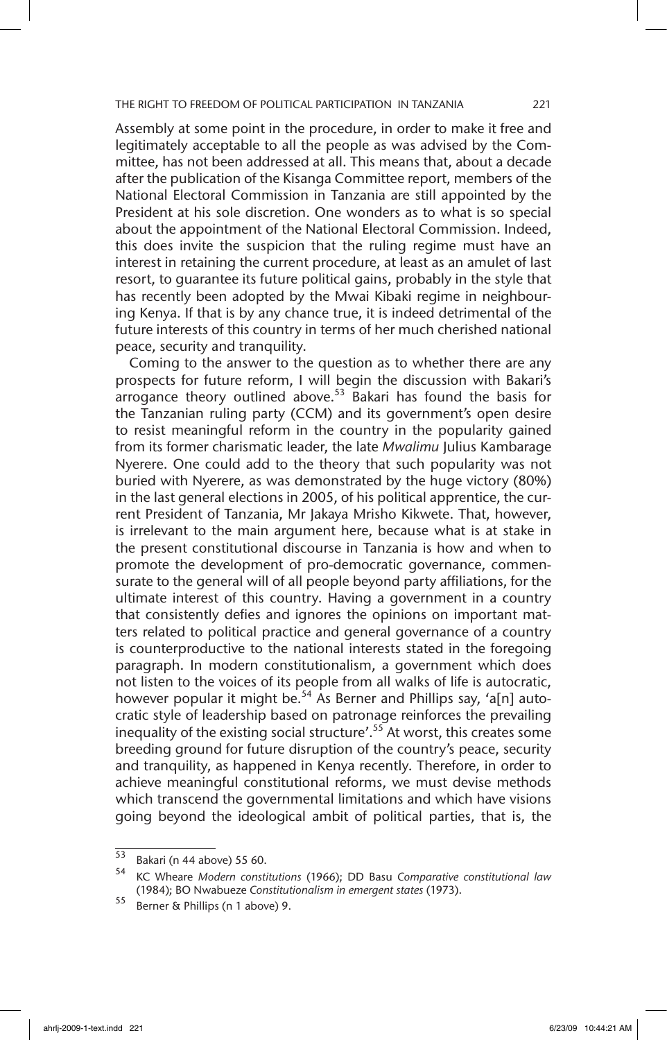Assembly at some point in the procedure, in order to make it free and legitimately acceptable to all the people as was advised by the Committee, has not been addressed at all. This means that, about a decade after the publication of the Kisanga Committee report, members of the National Electoral Commission in Tanzania are still appointed by the President at his sole discretion. One wonders as to what is so special about the appointment of the National Electoral Commission. Indeed, this does invite the suspicion that the ruling regime must have an interest in retaining the current procedure, at least as an amulet of last resort, to guarantee its future political gains, probably in the style that has recently been adopted by the Mwai Kibaki regime in neighbouring Kenya. If that is by any chance true, it is indeed detrimental of the future interests of this country in terms of her much cherished national peace, security and tranquility.

Coming to the answer to the question as to whether there are any prospects for future reform, I will begin the discussion with Bakari's arrogance theory outlined above.[53] Bakari has found the basis for the Tanzanian ruling party (CCM) and its government's open desire to resist meaningful reform in the country in the popularity gained from its former charismatic leader, the late *Mwalimu* Julius Kambarage Nyerere. One could add to the theory that such popularity was not buried with Nyerere, as was demonstrated by the huge victory (80%) in the last general elections in 2005, of his political apprentice, the current President of Tanzania, Mr Jakaya Mrisho Kikwete. That, however, is irrelevant to the main argument here, because what is at stake in the present constitutional discourse in Tanzania is how and when to promote the development of pro-democratic governance, commensurate to the general will of all people beyond party affiliations, for the ultimate interest of this country. Having a government in a country that consistently defies and ignores the opinions on important matters related to political practice and general governance of a country is counterproductive to the national interests stated in the foregoing paragraph. In modern constitutionalism, a government which does not listen to the voices of its people from all walks of life is autocratic, however popular it might be.[54] As Berner and Phillips say, 'a[n] autocratic style of leadership based on patronage reinforces the prevailing inequality of the existing social structure'.[55] At worst, this creates some breeding ground for future disruption of the country's peace, security and tranquility, as happened in Kenya recently. Therefore, in order to achieve meaningful constitutional reforms, we must devise methods which transcend the governmental limitations and which have visions going beyond the ideological ambit of political parties, that is, the

---

[53] Bakari (n 44 above) 55 60.

[54] KC Wheare *Modern constitutions* (1966); DD Basu *Comparative constitutional law* (1984); BO Nwabueze *Constitutionalism in emergent states* (1973).

[55] Berner & Phillips (n 1 above) 9.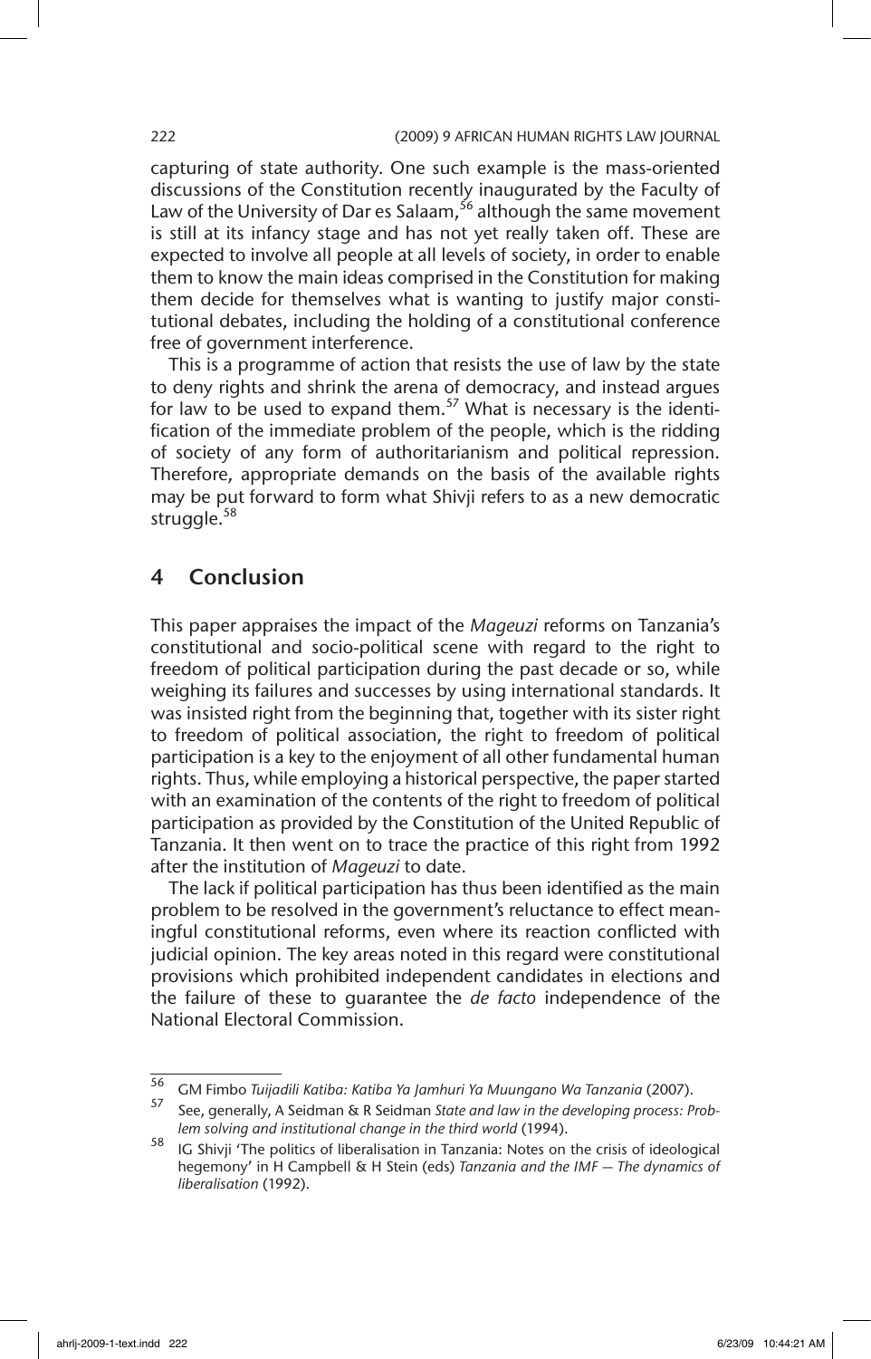capturing of state authority. One such example is the mass-oriented discussions of the Constitution recently inaugurated by the Faculty of Law of the University of Dar es Salaam,[56] although the same movement is still at its infancy stage and has not yet really taken off. These are expected to involve all people at all levels of society, in order to enable them to know the main ideas comprised in the Constitution for making them decide for themselves what is wanting to justify major constitutional debates, including the holding of a constitutional conference free of government interference.

This is a programme of action that resists the use of law by the state to deny rights and shrink the arena of democracy, and instead argues for law to be used to expand them.[57] What is necessary is the identification of the immediate problem of the people, which is the ridding of society of any form of authoritarianism and political repression. Therefore, appropriate demands on the basis of the available rights may be put forward to form what Shivji refers to as a new democratic struggle.[58]

## 4 Conclusion

This paper appraises the impact of the *Mageuzi* reforms on Tanzania's constitutional and socio-political scene with regard to the right to freedom of political participation during the past decade or so, while weighing its failures and successes by using international standards. It was insisted right from the beginning that, together with its sister right to freedom of political association, the right to freedom of political participation is a key to the enjoyment of all other fundamental human rights. Thus, while employing a historical perspective, the paper started with an examination of the contents of the right to freedom of political participation as provided by the Constitution of the United Republic of Tanzania. It then went on to trace the practice of this right from 1992 after the institution of *Mageuzi* to date.

The lack if political participation has thus been identified as the main problem to be resolved in the government's reluctance to effect meaningful constitutional reforms, even where its reaction conflicted with judicial opinion. The key areas noted in this regard were constitutional provisions which prohibited independent candidates in elections and the failure of these to guarantee the *de facto* independence of the National Electoral Commission.

---

[56] GM Fimbo *Tuijadili Katiba: Katiba Ya Jamhuri Ya Muungano Wa Tanzania* (2007).

[57] See, generally, A Seidman & R Seidman *State and law in the developing process: Problem solving and institutional change in the third world* (1994).

[58] IG Shivji 'The politics of liberalisation in Tanzania: Notes on the crisis of ideological hegemony' in H Campbell & H Stein (eds) *Tanzania and the IMF — The dynamics of liberalisation* (1992).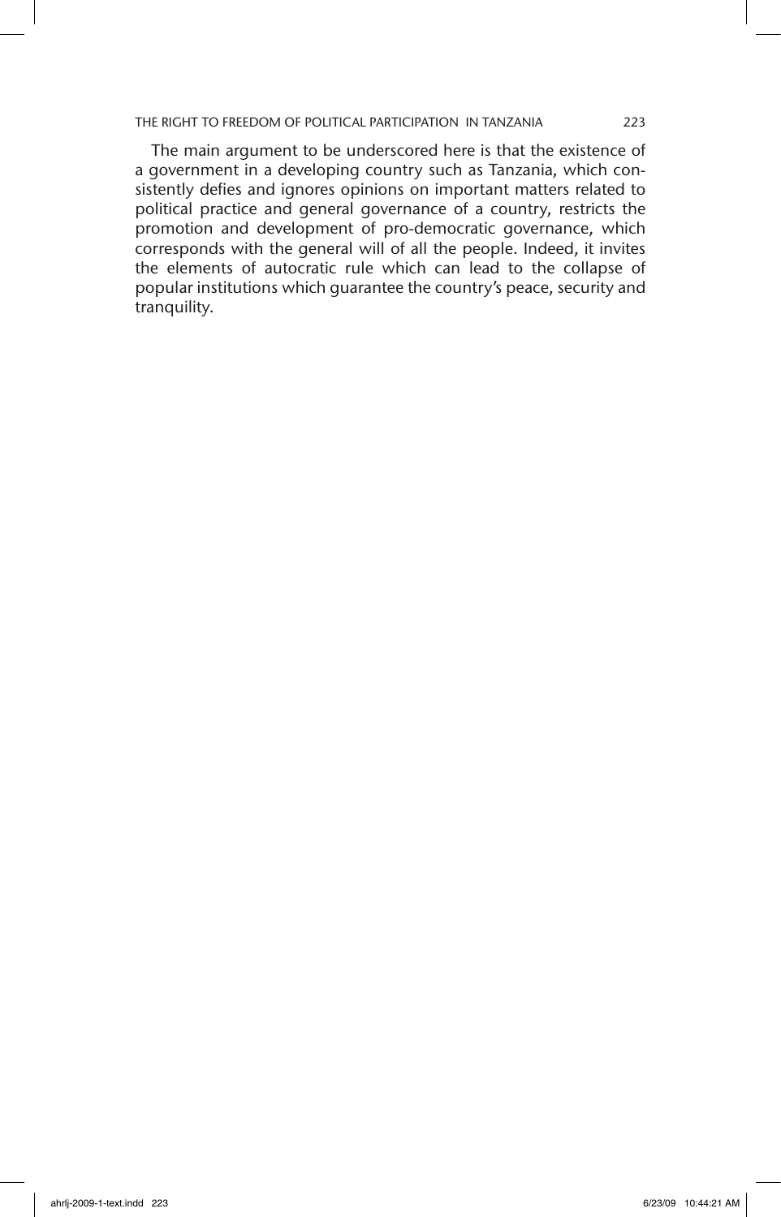The main argument to be underscored here is that the existence of a government in a developing country such as Tanzania, which consistently defies and ignores opinions on important matters related to political practice and general governance of a country, restricts the promotion and development of pro-democratic governance, which corresponds with the general will of all the people. Indeed, it invites the elements of autocratic rule which can lead to the collapse of popular institutions which guarantee the country's peace, security and tranquility.